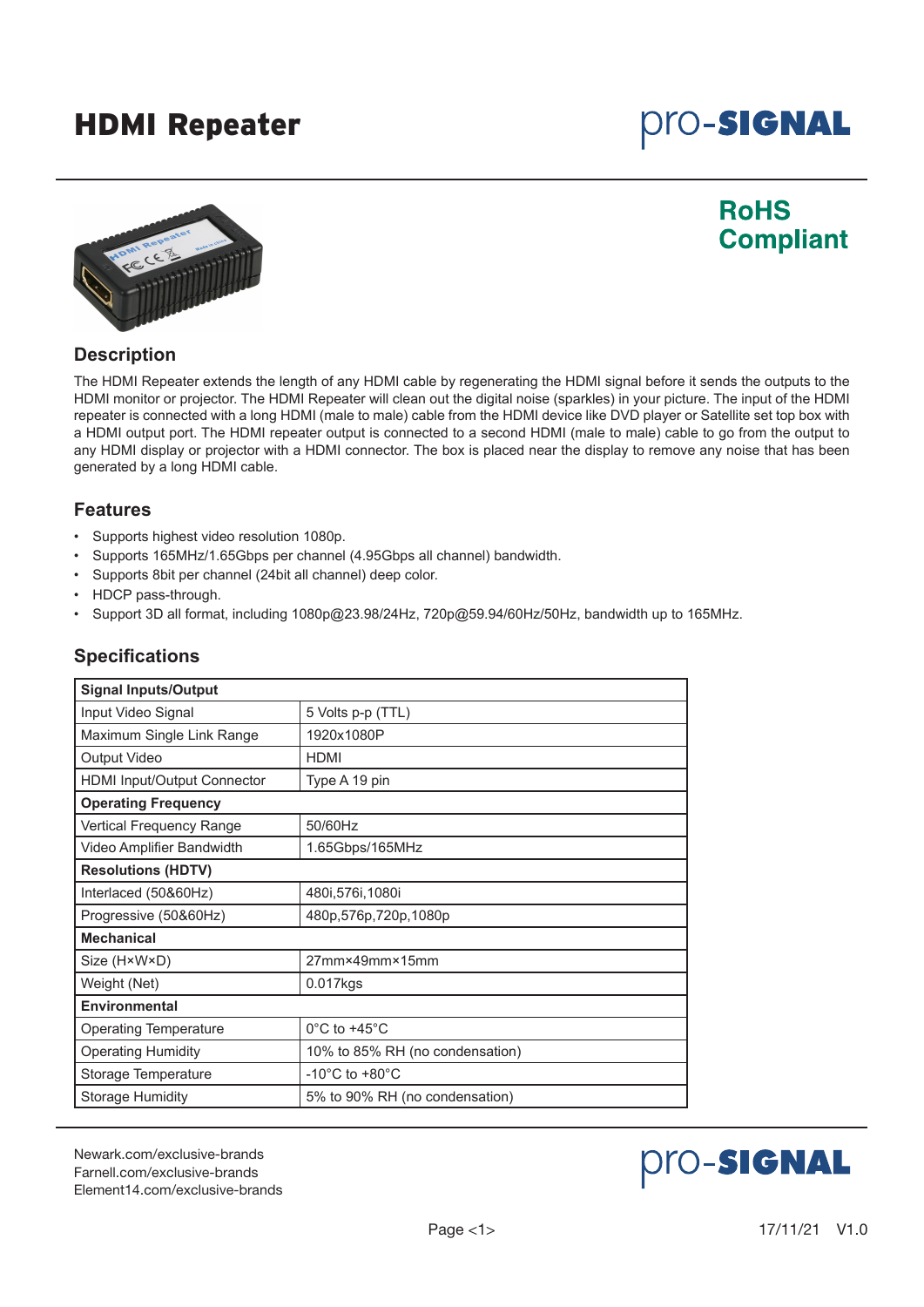# HDMI Repeater

pro-SIGNAL

**RoHS Compliant**

## Description

The HDMI Repeater extends the length of any HDMI cable by regenerating the HDMI signal before it sends the outputs to the HDMI monitor or projector. The HDMI Repeater will clean out the digital noise (sparkles) in your picture. The input of the HDMI repeater is connected with a long HDMI (male to male) cable from the HDMI device like DVD player or Satellite set top box with a HDMI output port. The HDMI repeater output is connected to a second HDMI (male to male) cable to go from the output to any HDMI display or projector with a HDMI connector. The box is placed near the display to remove any noise that has been generated by a long HDMI cable.

## Features

- Supports highest video resolution 1080p.
- Supports 165MHz/1.65Gbps per channel (4.95Gbps all channel) bandwidth.
- Supports 8bit per channel (24bit all channel) deep color.
- HDCP pass-through.
- Support 3D all format, including 1080p@23.98/24Hz, 720p@59.94/60Hz/50Hz, bandwidth up to 165MHz.

## Specifications

| **Signal Inputs/Output** | |
|---|---|
| Input Video Signal | 5 Volts p-p (TTL) |
| Maximum Single Link Range | 1920x1080P |
| Output Video | HDMI |
| HDMI Input/Output Connector | Type A 19 pin |
| **Operating Frequency** | |
| Vertical Frequency Range | 50/60Hz |
| Video Amplifier Bandwidth | 1.65Gbps/165MHz |
| **Resolutions (HDTV)** | |
| Interlaced (50&60Hz) | 480i,576i,1080i |
| Progressive (50&60Hz) | 480p,576p,720p,1080p |
| **Mechanical** | |
| Size (H×W×D) | 27mm×49mm×15mm |
| Weight (Net) | 0.017kgs |
| **Environmental** | |
| Operating Temperature | 0°C to +45°C |
| Operating Humidity | 10% to 85% RH (no condensation) |
| Storage Temperature | -10°C to +80°C |
| Storage Humidity | 5% to 90% RH (no condensation) |

Newark.com/exclusive-brands
Farnell.com/exclusive-brands
Element14.com/exclusive-brands

17/11/21 V1.0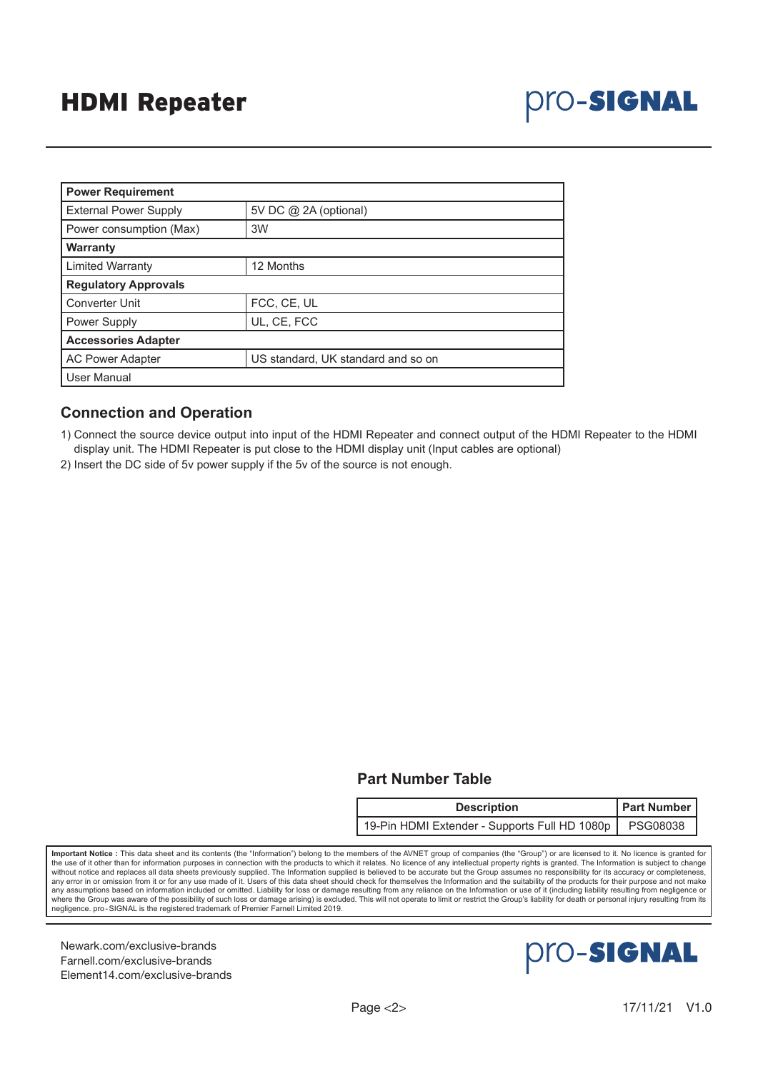| | |
|---|---|
| **Power Requirement** | |
| External Power Supply | 5V DC @ 2A (optional) |
| Power consumption (Max) | 3W |
| **Warranty** | |
| Limited Warranty | 12 Months |
| **Regulatory Approvals** | |
| Converter Unit | FCC, CE, UL |
| Power Supply | UL, CE, FCC |
| **Accessories Adapter** | |
| AC Power Adapter | US standard, UK standard and so on |
| User Manual | |

## Connection and Operation

1) Connect the source device output into input of the HDMI Repeater and connect output of the HDMI Repeater to the HDMI display unit. The HDMI Repeater is put close to the HDMI display unit (Input cables are optional)
2) Insert the DC side of 5v power supply if the 5v of the source is not enough.

## Part Number Table

| Description | Part Number |
|---|---|
| 19-Pin HDMI Extender - Supports Full HD 1080p | PSG08038 |

**Important Notice :** This data sheet and its contents (the "Information") belong to the members of the AVNET group of companies (the "Group") or are licensed to it. No licence is granted for the use of it other than for information purposes in connection with the products to which it relates. No licence of any intellectual property rights is granted. The Information is subject to change without notice and replaces all data sheets previously supplied. The Information supplied is believed to be accurate but the Group assumes no responsibility for its accuracy or completeness, any error in or omission from it or for any use made of it. Users of this data sheet should check for themselves the Information and the suitability of the products for their purpose and not make any assumptions based on information included or omitted. Liability for loss or damage resulting from any reliance on the Information or use of it (including liability resulting from negligence or where the Group was aware of the possibility of such loss or damage arising) is excluded. This will not operate to limit or restrict the Group's liability for death or personal injury resulting from its negligence. pro-SIGNAL is the registered trademark of Premier Farnell Limited 2019.

Newark.com/exclusive-brands
Farnell.com/exclusive-brands
Element14.com/exclusive-brands